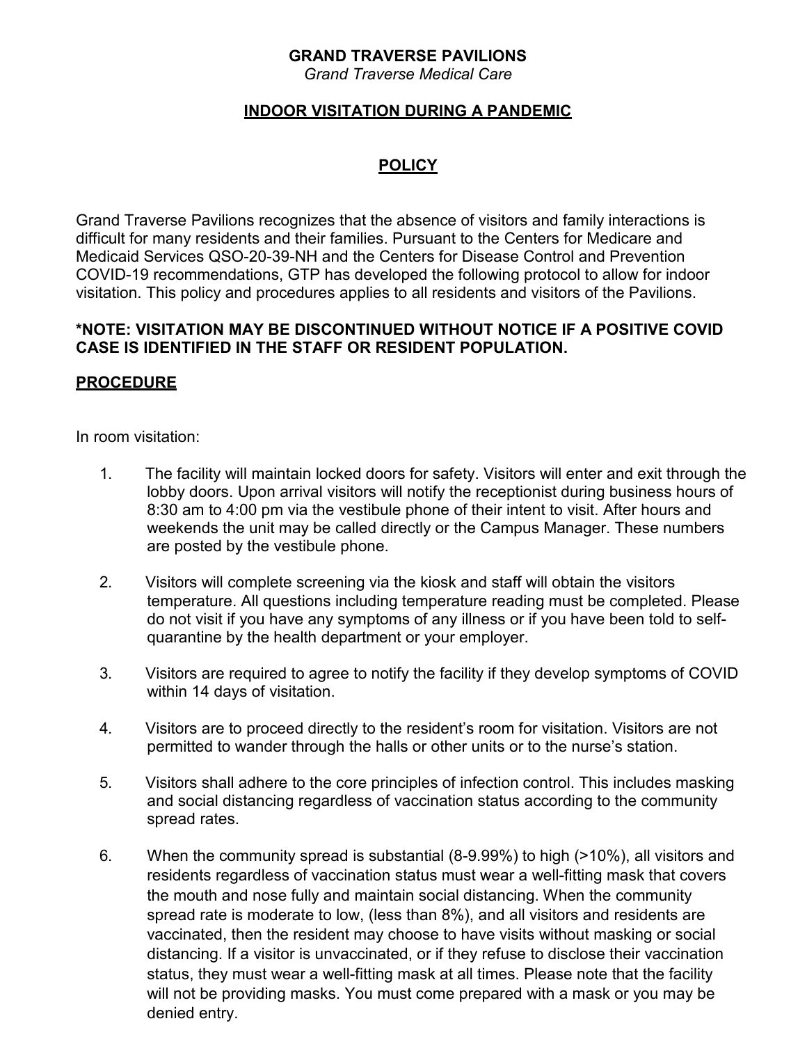**GRAND TRAVERSE PAVILIONS**

*Grand Traverse Medical Care*

# INDOOR VISITATION DURING A PANDEMIC

## POLICY

Grand Traverse Pavilions recognizes that the absence of visitors and family interactions is difficult for many residents and their families. Pursuant to the Centers for Medicare and Medicaid Services QSO-20-39-NH and the Centers for Disease Control and Prevention COVID-19 recommendations, GTP has developed the following protocol to allow for indoor visitation. This policy and procedures applies to all residents and visitors of the Pavilions.

**\*NOTE: VISITATION MAY BE DISCONTINUED WITHOUT NOTICE IF A POSITIVE COVID CASE IS IDENTIFIED IN THE STAFF OR RESIDENT POPULATION.**

## PROCEDURE

In room visitation:

1. The facility will maintain locked doors for safety. Visitors will enter and exit through the lobby doors. Upon arrival visitors will notify the receptionist during business hours of 8:30 am to 4:00 pm via the vestibule phone of their intent to visit. After hours and weekends the unit may be called directly or the Campus Manager. These numbers are posted by the vestibule phone.

2. Visitors will complete screening via the kiosk and staff will obtain the visitors temperature. All questions including temperature reading must be completed. Please do not visit if you have any symptoms of any illness or if you have been told to self-quarantine by the health department or your employer.

3. Visitors are required to agree to notify the facility if they develop symptoms of COVID within 14 days of visitation.

4. Visitors are to proceed directly to the resident's room for visitation. Visitors are not permitted to wander through the halls or other units or to the nurse's station.

5. Visitors shall adhere to the core principles of infection control. This includes masking and social distancing regardless of vaccination status according to the community spread rates.

6. When the community spread is substantial (8-9.99%) to high (>10%), all visitors and residents regardless of vaccination status must wear a well-fitting mask that covers the mouth and nose fully and maintain social distancing. When the community spread rate is moderate to low, (less than 8%), and all visitors and residents are vaccinated, then the resident may choose to have visits without masking or social distancing. If a visitor is unvaccinated, or if they refuse to disclose their vaccination status, they must wear a well-fitting mask at all times. Please note that the facility will not be providing masks. You must come prepared with a mask or you may be denied entry.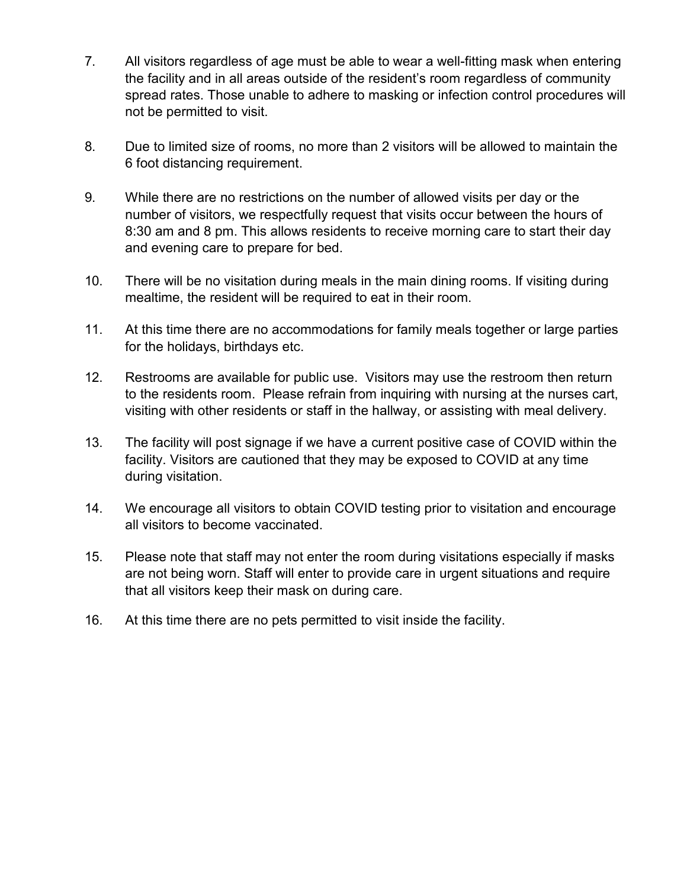7. All visitors regardless of age must be able to wear a well-fitting mask when entering the facility and in all areas outside of the resident's room regardless of community spread rates. Those unable to adhere to masking or infection control procedures will not be permitted to visit.

8. Due to limited size of rooms, no more than 2 visitors will be allowed to maintain the 6 foot distancing requirement.

9. While there are no restrictions on the number of allowed visits per day or the number of visitors, we respectfully request that visits occur between the hours of 8:30 am and 8 pm. This allows residents to receive morning care to start their day and evening care to prepare for bed.

10. There will be no visitation during meals in the main dining rooms. If visiting during mealtime, the resident will be required to eat in their room.

11. At this time there are no accommodations for family meals together or large parties for the holidays, birthdays etc.

12. Restrooms are available for public use. Visitors may use the restroom then return to the residents room. Please refrain from inquiring with nursing at the nurses cart, visiting with other residents or staff in the hallway, or assisting with meal delivery.

13. The facility will post signage if we have a current positive case of COVID within the facility. Visitors are cautioned that they may be exposed to COVID at any time during visitation.

14. We encourage all visitors to obtain COVID testing prior to visitation and encourage all visitors to become vaccinated.

15. Please note that staff may not enter the room during visitations especially if masks are not being worn. Staff will enter to provide care in urgent situations and require that all visitors keep their mask on during care.

16. At this time there are no pets permitted to visit inside the facility.